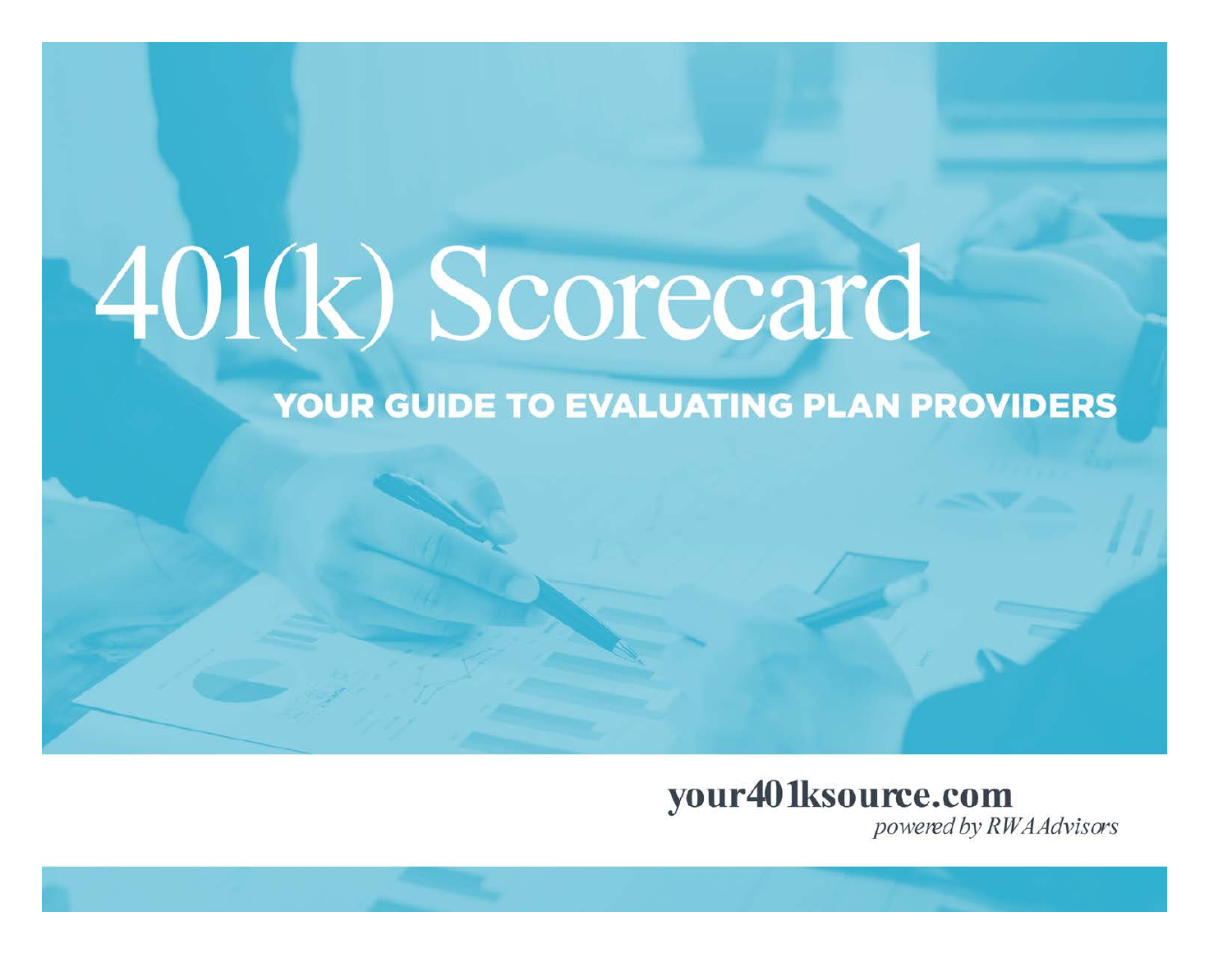# 401(k) Scorecard

## YOUR GUIDE TO EVALUATING PLAN PROVIDERS

**your401ksource.com**

*powered by RWA Advisors*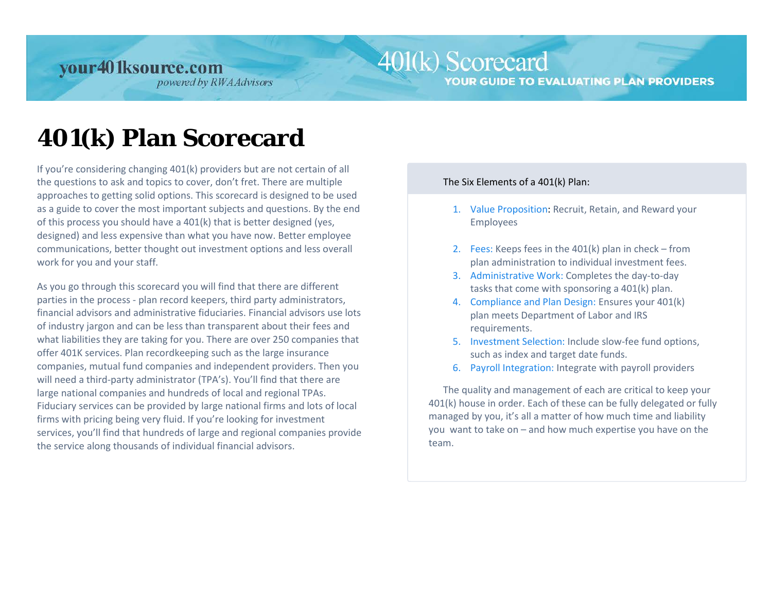# 401(k) Plan Scorecard

If you're considering changing 401(k) providers but are not certain of all the questions to ask and topics to cover, don't fret. There are multiple approaches to getting solid options. This scorecard is designed to be used as a guide to cover the most important subjects and questions. By the end of this process you should have a 401(k) that is better designed (yes, designed) and less expensive than what you have now. Better employee communications, better thought out investment options and less overall work for you and your staff.

As you go through this scorecard you will find that there are different parties in the process - plan record keepers, third party administrators, financial advisors and administrative fiduciaries. Financial advisors use lots of industry jargon and can be less than transparent about their fees and what liabilities they are taking for you. There are over 250 companies that offer 401K services. Plan recordkeeping such as the large insurance companies, mutual fund companies and independent providers. Then you will need a third-party administrator (TPA's). You'll find that there are large national companies and hundreds of local and regional TPAs. Fiduciary services can be provided by large national firms and lots of local firms with pricing being very fluid. If you're looking for investment services, you'll find that hundreds of large and regional companies provide the service along thousands of individual financial advisors.

The Six Elements of a 401(k) Plan:

1. Value Proposition: Recruit, Retain, and Reward your Employees
2. Fees: Keeps fees in the 401(k) plan in check – from plan administration to individual investment fees.
3. Administrative Work: Completes the day-to-day tasks that come with sponsoring a 401(k) plan.
4. Compliance and Plan Design: Ensures your 401(k) plan meets Department of Labor and IRS requirements.
5. Investment Selection: Include slow-fee fund options, such as index and target date funds.
6. Payroll Integration: Integrate with payroll providers

The quality and management of each are critical to keep your 401(k) house in order. Each of these can be fully delegated or fully managed by you, it's all a matter of how much time and liability you want to take on – and how much expertise you have on the team.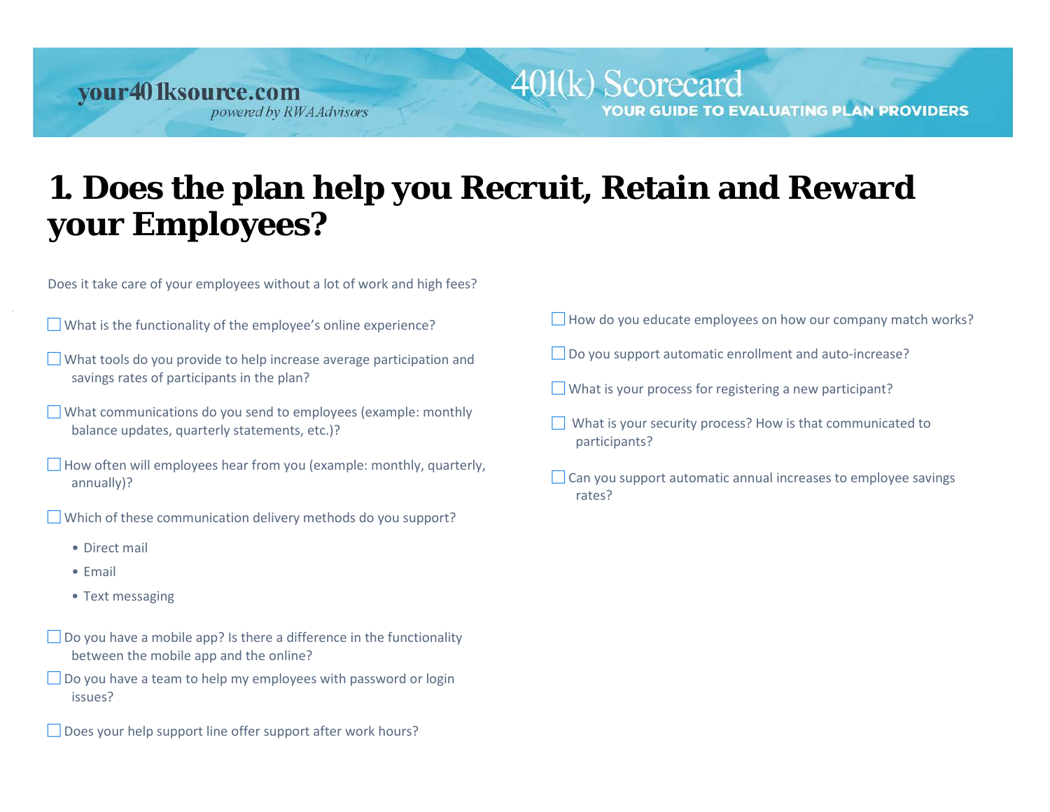# 1. Does the plan help you Recruit, Retain and Reward your Employees?

Does it take care of your employees without a lot of work and high fees?

- ☐ What is the functionality of the employee's online experience?
- ☐ What tools do you provide to help increase average participation and savings rates of participants in the plan?
- ☐ What communications do you send to employees (example: monthly balance updates, quarterly statements, etc.)?
- ☐ How often will employees hear from you (example: monthly, quarterly, annually)?
- ☐ Which of these communication delivery methods do you support?
  - Direct mail
  - Email
  - Text messaging
- ☐ Do you have a mobile app? Is there a difference in the functionality between the mobile app and the online?
- ☐ Do you have a team to help my employees with password or login issues?
- ☐ Does your help support line offer support after work hours?
- ☐ How do you educate employees on how our company match works?
- ☐ Do you support automatic enrollment and auto-increase?
- ☐ What is your process for registering a new participant?
- ☐ What is your security process? How is that communicated to participants?
- ☐ Can you support automatic annual increases to employee savings rates?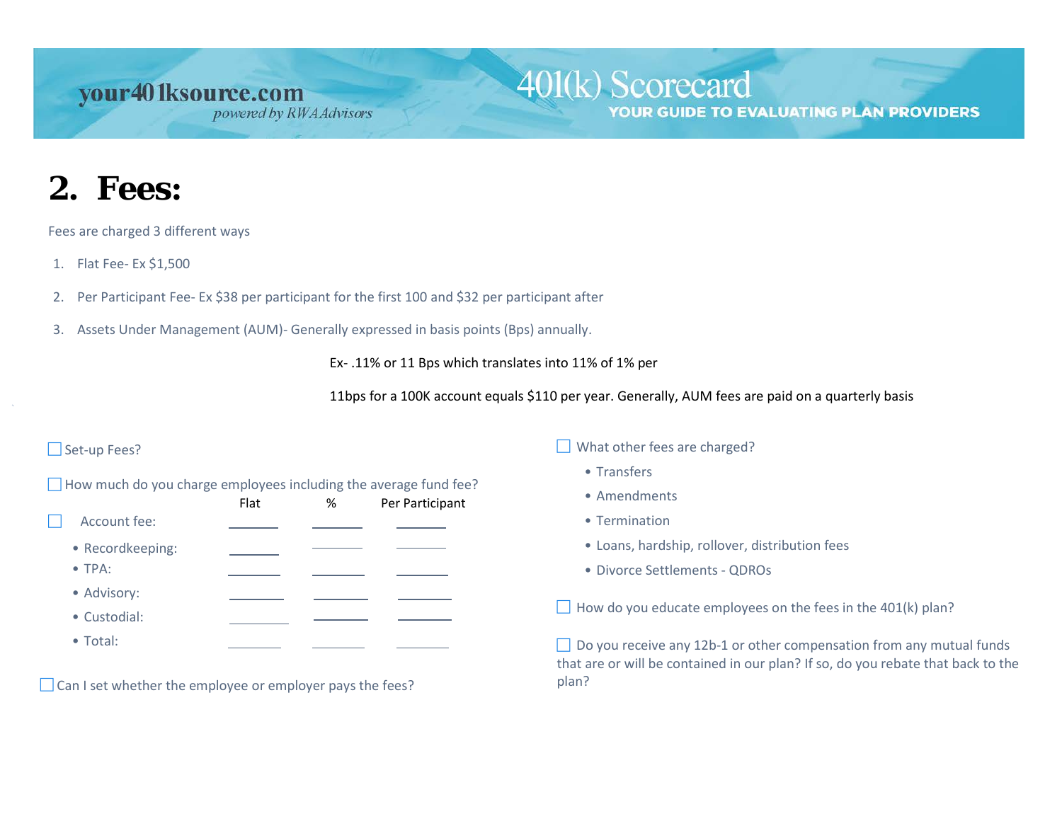## 2. Fees:

Fees are charged 3 different ways

1. Flat Fee- Ex $1,500
2. Per Participant Fee- Ex $38 per participant for the first 100 and $32 per participant after
3. Assets Under Management (AUM)- Generally expressed in basis points (Bps) annually.

Ex- .11% or 11 Bps which translates into 11% of 1% per

11bps for a 100K account equals $110 per year. Generally, AUM fees are paid on a quarterly basis

☐ Set-up Fees?

☐ How much do you charge employees including the average fund fee?

| | Flat | % | Per Participant |
|---|---|---|---|
| ☐ Account fee: | ______ | ______ | ______ |
| • Recordkeeping: | ______ | ______ | ______ |
| • TPA: | ______ | ______ | ______ |
| • Advisory: | ______ | ______ | ______ |
| • Custodial: | ______ | ______ | ______ |
| • Total: | ______ | ______ | ______ |

☐ Can I set whether the employee or employer pays the fees?

☐ What other fees are charged?

- Transfers
- Amendments
- Termination
- Loans, hardship, rollover, distribution fees
- Divorce Settlements - QDROs

☐ How do you educate employees on the fees in the 401(k) plan?

☐ Do you receive any 12b-1 or other compensation from any mutual funds that are or will be contained in our plan? If so, do you rebate that back to the plan?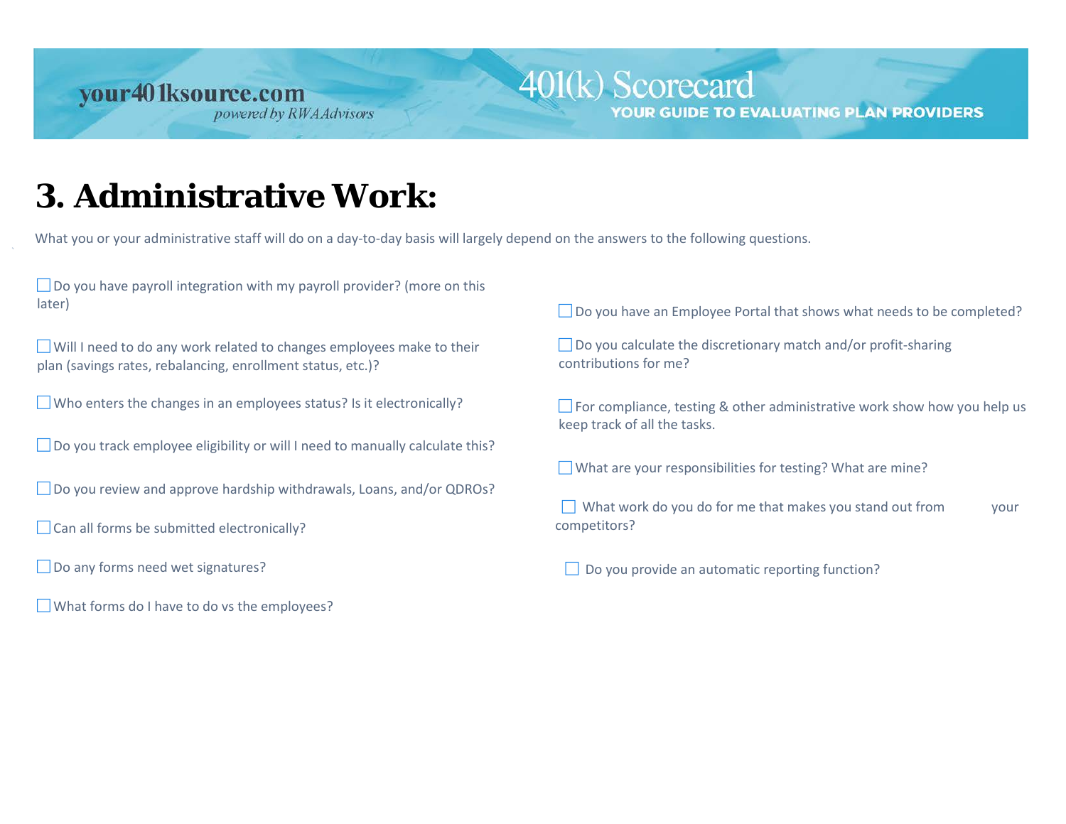# 3. Administrative Work:

What you or your administrative staff will do on a day-to-day basis will largely depend on the answers to the following questions.

- ☐ Do you have payroll integration with my payroll provider? (more on this later)
- ☐ Will I need to do any work related to changes employees make to their plan (savings rates, rebalancing, enrollment status, etc.)?
- ☐ Who enters the changes in an employees status? Is it electronically?
- ☐ Do you track employee eligibility or will I need to manually calculate this?
- ☐ Do you review and approve hardship withdrawals, Loans, and/or QDROs?
- ☐ Can all forms be submitted electronically?
- ☐ Do any forms need wet signatures?
- ☐ What forms do I have to do vs the employees?
- ☐ Do you have an Employee Portal that shows what needs to be completed?
- ☐ Do you calculate the discretionary match and/or profit-sharing contributions for me?
- ☐ For compliance, testing & other administrative work show how you help us keep track of all the tasks.
- ☐ What are your responsibilities for testing? What are mine?
- ☐ What work do you do for me that makes you stand out from your competitors?
- ☐ Do you provide an automatic reporting function?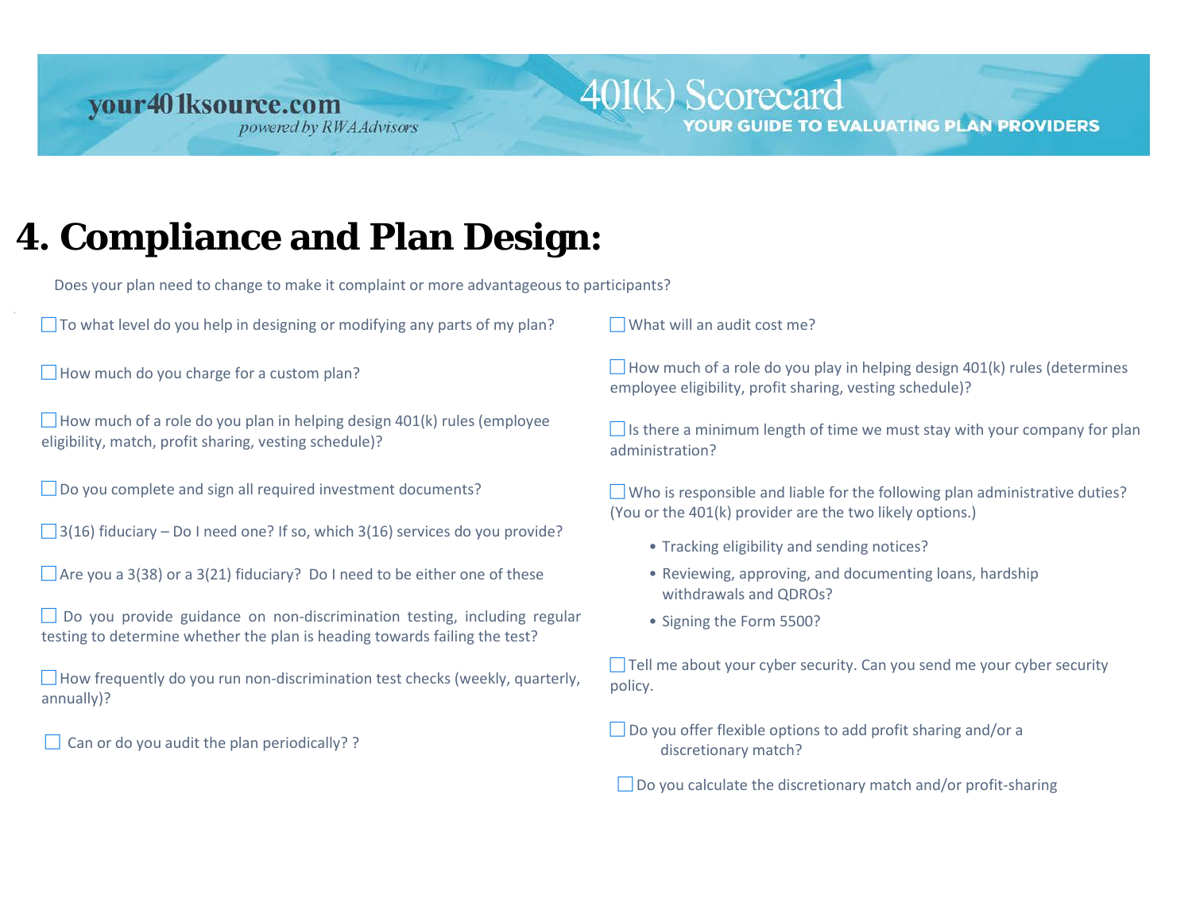# 4. Compliance and Plan Design:

Does your plan need to change to make it complaint or more advantageous to participants?

- ☐ To what level do you help in designing or modifying any parts of my plan?
- ☐ How much do you charge for a custom plan?
- ☐ How much of a role do you plan in helping design 401(k) rules (employee eligibility, match, profit sharing, vesting schedule)?
- ☐ Do you complete and sign all required investment documents?
- ☐ 3(16) fiduciary – Do I need one? If so, which 3(16) services do you provide?
- ☐ Are you a 3(38) or a 3(21) fiduciary? Do I need to be either one of these
- ☐ Do you provide guidance on non-discrimination testing, including regular testing to determine whether the plan is heading towards failing the test?
- ☐ How frequently do you run non-discrimination test checks (weekly, quarterly, annually)?
- ☐ Can or do you audit the plan periodically? ?
- ☐ What will an audit cost me?
- ☐ How much of a role do you play in helping design 401(k) rules (determines employee eligibility, profit sharing, vesting schedule)?
- ☐ Is there a minimum length of time we must stay with your company for plan administration?
- ☐ Who is responsible and liable for the following plan administrative duties? (You or the 401(k) provider are the two likely options.)
  - Tracking eligibility and sending notices?
  - Reviewing, approving, and documenting loans, hardship withdrawals and QDROs?
  - Signing the Form 5500?
- ☐ Tell me about your cyber security. Can you send me your cyber security policy.
- ☐ Do you offer flexible options to add profit sharing and/or a discretionary match?
- ☐ Do you calculate the discretionary match and/or profit-sharing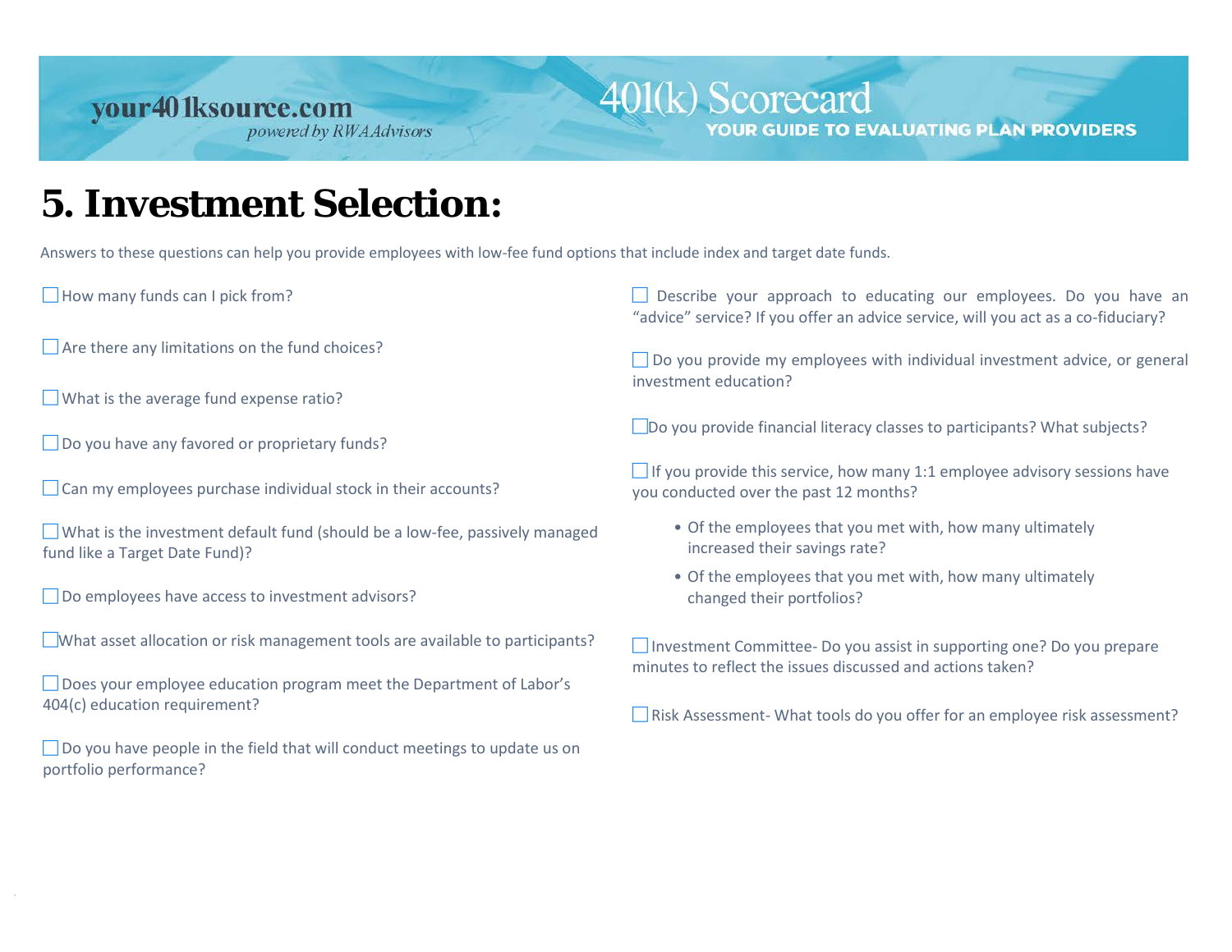# 5. Investment Selection:

Answers to these questions can help you provide employees with low-fee fund options that include index and target date funds.

- [ ] How many funds can I pick from?
- [ ] Are there any limitations on the fund choices?
- [ ] What is the average fund expense ratio?
- [ ] Do you have any favored or proprietary funds?
- [ ] Can my employees purchase individual stock in their accounts?
- [ ] What is the investment default fund (should be a low-fee, passively managed fund like a Target Date Fund)?
- [ ] Do employees have access to investment advisors?
- [ ] What asset allocation or risk management tools are available to participants?
- [ ] Does your employee education program meet the Department of Labor's 404(c) education requirement?
- [ ] Do you have people in the field that will conduct meetings to update us on portfolio performance?
- [ ] Describe your approach to educating our employees. Do you have an "advice" service? If you offer an advice service, will you act as a co-fiduciary?
- [ ] Do you provide my employees with individual investment advice, or general investment education?
- [ ] Do you provide financial literacy classes to participants? What subjects?
- [ ] If you provide this service, how many 1:1 employee advisory sessions have you conducted over the past 12 months?
    - Of the employees that you met with, how many ultimately increased their savings rate?
    - Of the employees that you met with, how many ultimately changed their portfolios?
- [ ] Investment Committee- Do you assist in supporting one? Do you prepare minutes to reflect the issues discussed and actions taken?
- [ ] Risk Assessment- What tools do you offer for an employee risk assessment?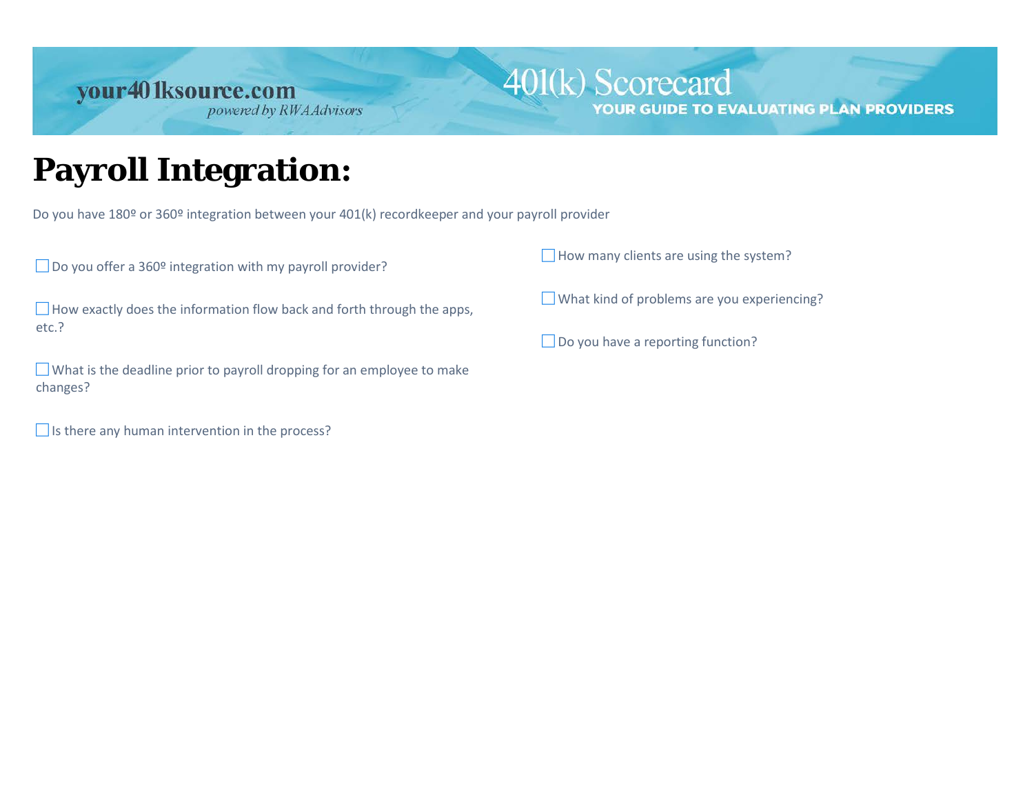# Payroll Integration:

Do you have 180º or 360º integration between your 401(k) recordkeeper and your payroll provider

- ☐ Do you offer a 360º integration with my payroll provider?
- ☐ How exactly does the information flow back and forth through the apps, etc.?
- ☐ What is the deadline prior to payroll dropping for an employee to make changes?
- ☐ Is there any human intervention in the process?
- ☐ How many clients are using the system?
- ☐ What kind of problems are you experiencing?
- ☐ Do you have a reporting function?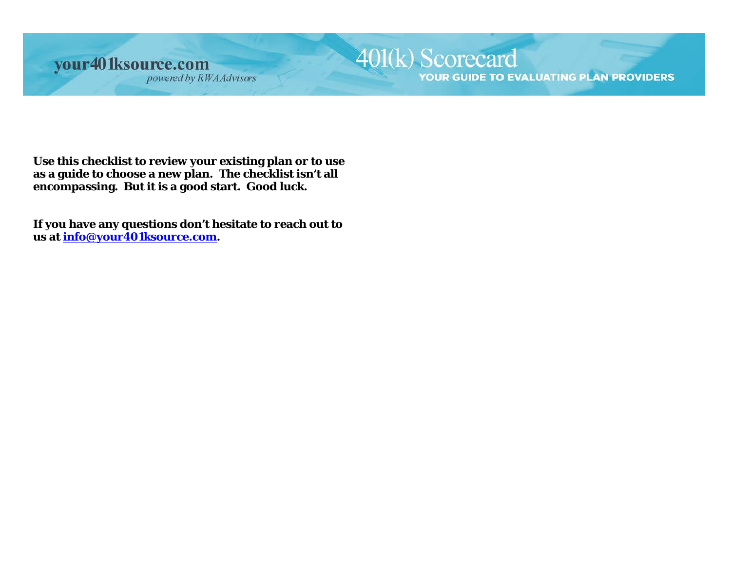your401ksource.com
*powered by RWAAdvisors*

# 401(k) Scorecard

**YOUR GUIDE TO EVALUATING PLAN PROVIDERS**

**Use this checklist to review your existing plan or to use as a guide to choose a new plan. The checklist isn't all encompassing. But it is a good start. Good luck.**

**If you have any questions don't hesitate to reach out to us at info@your401ksource.com.**